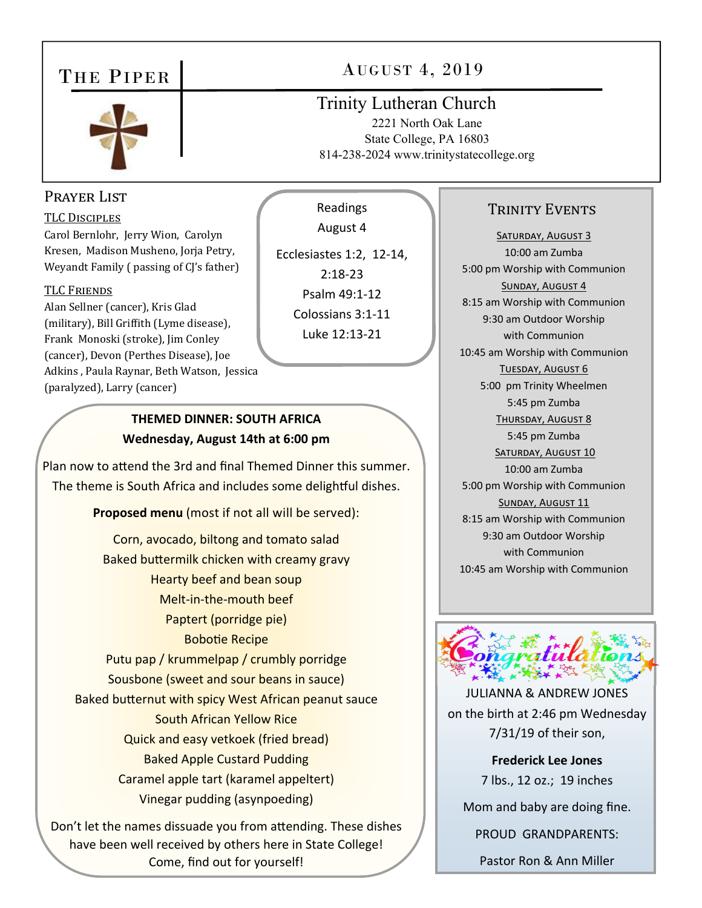# The Piper

## August 4, 2019

**Trinity Lutheran Church**
2221 North Oak Lane
State College, PA 16803
814-238-2024 www.trinitystatecollege.org

## Prayer List

### TLC Disciples

Carol Bernlohr, Jerry Wion, Carolyn Kresen, Madison Musheno, Jorja Petry, Weyandt Family ( passing of CJ's father)

### TLC Friends

Alan Sellner (cancer), Kris Glad (military), Bill Griffith (Lyme disease), Frank Monoski (stroke), Jim Conley (cancer), Devon (Perthes Disease), Joe Adkins , Paula Raynar, Beth Watson, Jessica (paralyzed), Larry (cancer)

## Readings August 4

Ecclesiastes 1:2, 12-14, 2:18-23
Psalm 49:1-12
Colossians 3:1-11
Luke 12:13-21

## Trinity Events

**Saturday, August 3**
10:00 am Zumba
5:00 pm Worship with Communion

**Sunday, August 4**
8:15 am Worship with Communion
9:30 am Outdoor Worship with Communion
10:45 am Worship with Communion

**Tuesday, August 6**
5:00 pm Trinity Wheelmen
5:45 pm Zumba

**Thursday, August 8**
5:45 pm Zumba

**Saturday, August 10**
10:00 am Zumba
5:00 pm Worship with Communion

**Sunday, August 11**
8:15 am Worship with Communion
9:30 am Outdoor Worship with Communion
10:45 am Worship with Communion

## THEMED DINNER: SOUTH AFRICA
**Wednesday, August 14th at 6:00 pm**

Plan now to attend the 3rd and final Themed Dinner this summer. The theme is South Africa and includes some delightful dishes.

**Proposed menu** (most if not all will be served):

Corn, avocado, biltong and tomato salad
Baked buttermilk chicken with creamy gravy
Hearty beef and bean soup
Melt-in-the-mouth beef
Paptert (porridge pie)
Bobotie Recipe
Putu pap / krummelpap / crumbly porridge
Sousbone (sweet and sour beans in sauce)
Baked butternut with spicy West African peanut sauce
South African Yellow Rice
Quick and easy vetkoek (fried bread)
Baked Apple Custard Pudding
Caramel apple tart (karamel appeltert)
Vinegar pudding (asynpoeding)

Don't let the names dissuade you from attending. These dishes have been well received by others here in State College! Come, find out for yourself!

## Congratulations

JULIANNA & ANDREW JONES on the birth at 2:46 pm Wednesday 7/31/19 of their son,

**Frederick Lee Jones**
7 lbs., 12 oz.; 19 inches

Mom and baby are doing fine.

PROUD GRANDPARENTS:

Pastor Ron & Ann Miller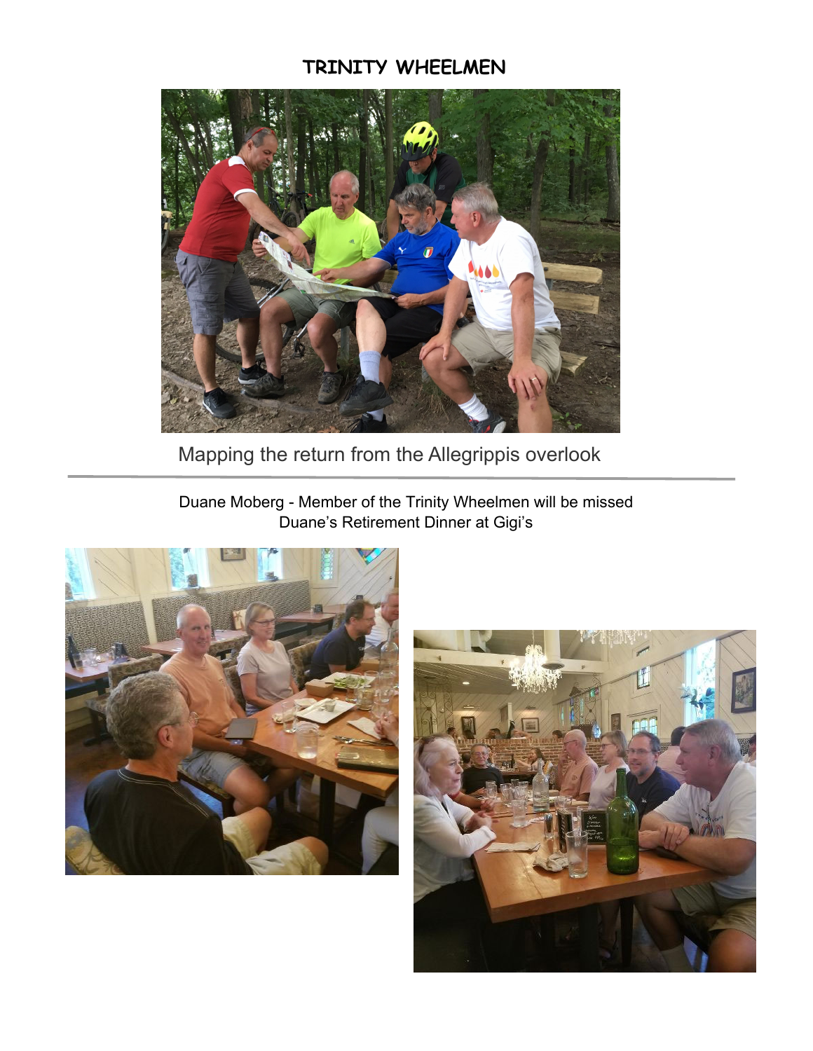# TRINITY WHEELMEN

Mapping the return from the Allegrippis overlook

---

Duane Moberg - Member of the Trinity Wheelmen will be missed
Duane's Retirement Dinner at Gigi's